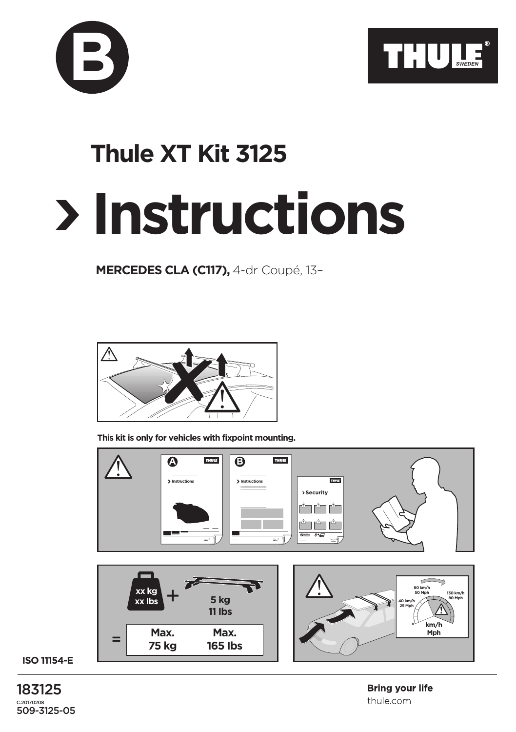B

THULE SWEDEN

# Thule XT Kit 3125

# › Instructions

**MERCEDES CLA (C117),** 4-dr Coupé, 13–

**This kit is only for vehicles with fixpoint mounting.**

xx kg xx lbs + 5 kg 11 lbs = Max. 75 kg Max. 165 lbs

ISO 11154-E

183125
C.20170208
509-3125-05

**Bring your life**
thule.com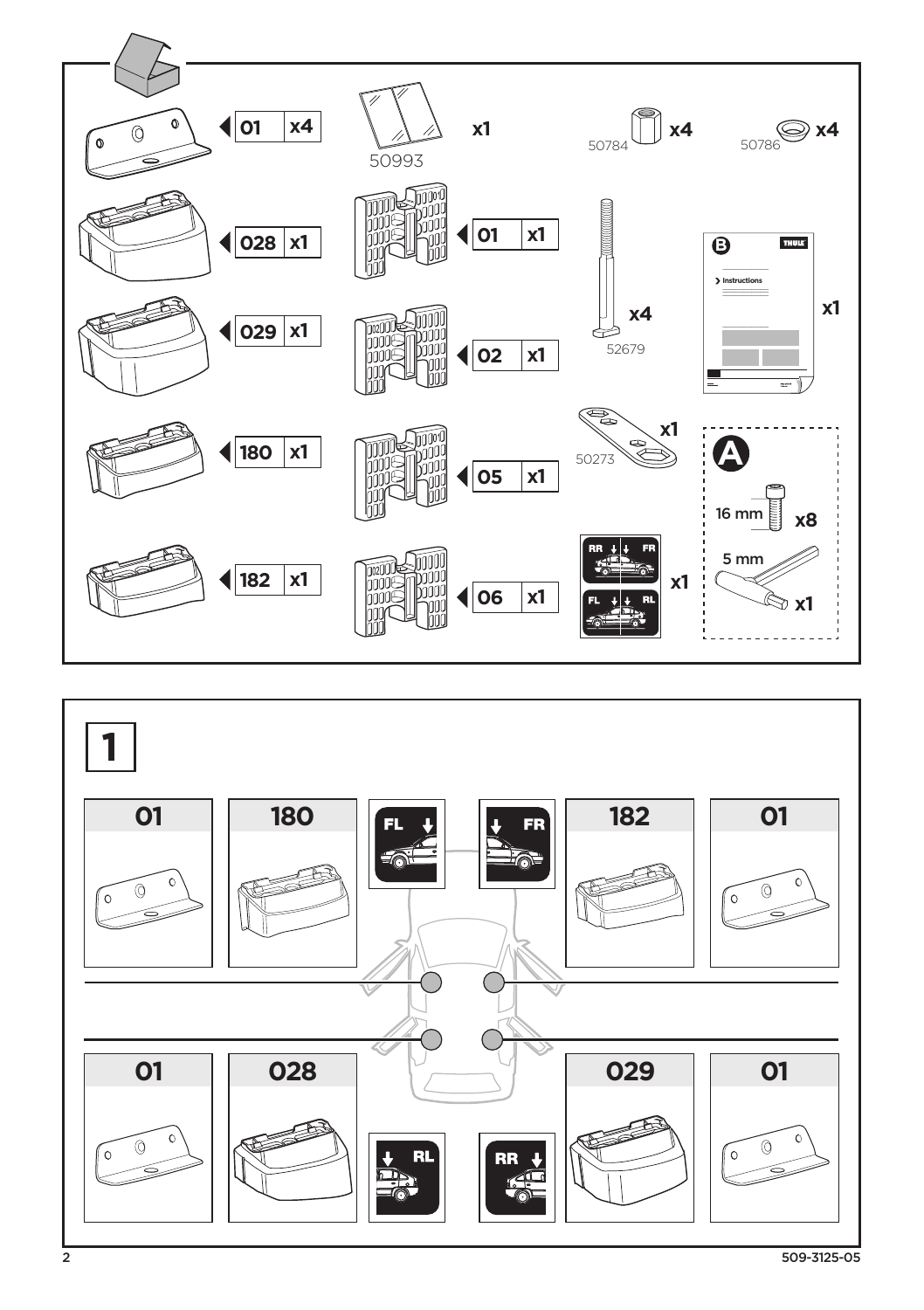| Part | Qty |
| --- | --- |
| 01 | x4 |
| 028 | x1 |
| 029 | x1 |
| 180 | x1 |
| 182 | x1 |
| 50993 | x1 |
| 01 | x1 |
| 02 | x1 |
| 05 | x1 |
| 06 | x1 |
| 50784 | x4 |
| 50786 | x4 |
| 52679 | x4 |
| 50273 | x1 |
| RR / FR / FL / RL | x1 |
| B Instructions | x1 |

**A**

16 mm x8

5 mm x1

# 1

| FL | FR |
| --- | --- |
| 01 | 01 |
| 180 | 182 |

| RL | RR |
| --- | --- |
| 01 | 01 |
| 028 | 029 |

509-3125-05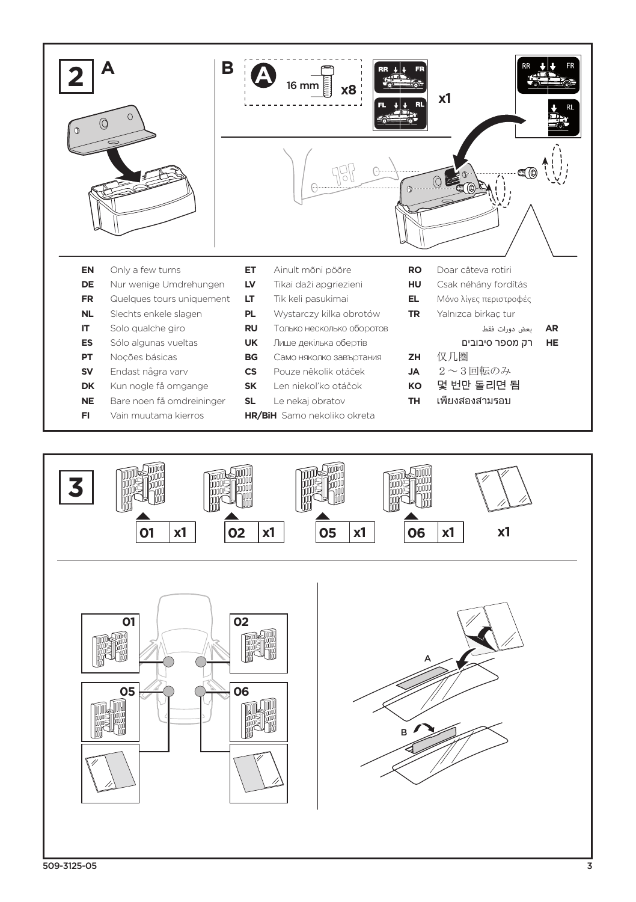## 2

**A**

**B**

A 16 mm x8

RR FR FL RL x1

RR FR RL

| | | | | | |
|---|---|---|---|---|---|
| **EN** | Only a few turns | **ET** | Ainult mõni pööre | **RO** | Doar câteva rotiri |
| **DE** | Nur wenige Umdrehungen | **LV** | Tikai daži apgriezieni | **HU** | Csak néhány fordítás |
| **FR** | Quelques tours uniquement | **LT** | Tik keli pasukimai | **EL** | Μόνο λίγες περιστροφές |
| **NL** | Slechts enkele slagen | **PL** | Wystarczy kilka obrotów | **TR** | Yalnızca birkaç tur |
| **IT** | Solo qualche giro | **RU** | Только несколько оборотов | **AR** | بعض دورات فقط |
| **ES** | Sólo algunas vueltas | **UK** | Лише декілька обертів | **HE** | רק מספר סיבובים |
| **PT** | Noções básicas | **BG** | Само няколко завъртания | **ZH** | 仅几圈 |
| **SV** | Endast några varv | **CS** | Pouze několik otáček | **JA** | 2～3回転のみ |
| **DK** | Kun nogle få omgange | **SK** | Len niekoľko otáčok | **KO** | 몇 번만 돌리면 됨 |
| **NE** | Bare noen få omdreininger | **SL** | Le nekaj obratov | **TH** | เพียงสองสามรอบ |
| **FI** | Vain muutama kierros | **HR/BiH** | Samo nekoliko okreta | | |

## 3

01 x1 | 02 x1 | 05 x1 | 06 x1 | x1

01 | 02 | 05 | 06

A

B

509-3125-05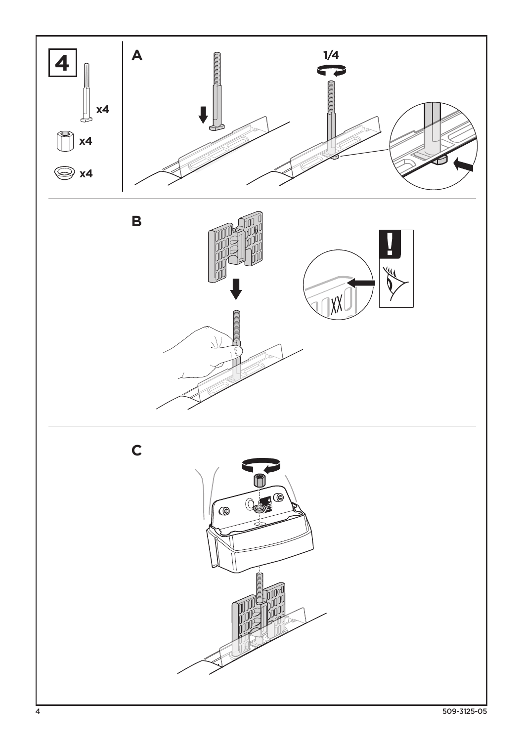# 4

x4

x4

x4

**A**

1/4

**B**

XX

**C**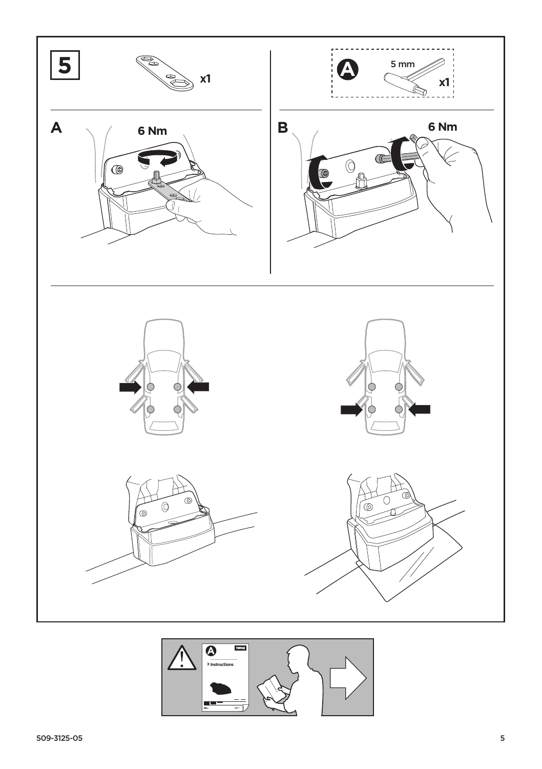# 5

x1

A

5 mm

x1

**A**

6 Nm

**B**

6 Nm

> Instructions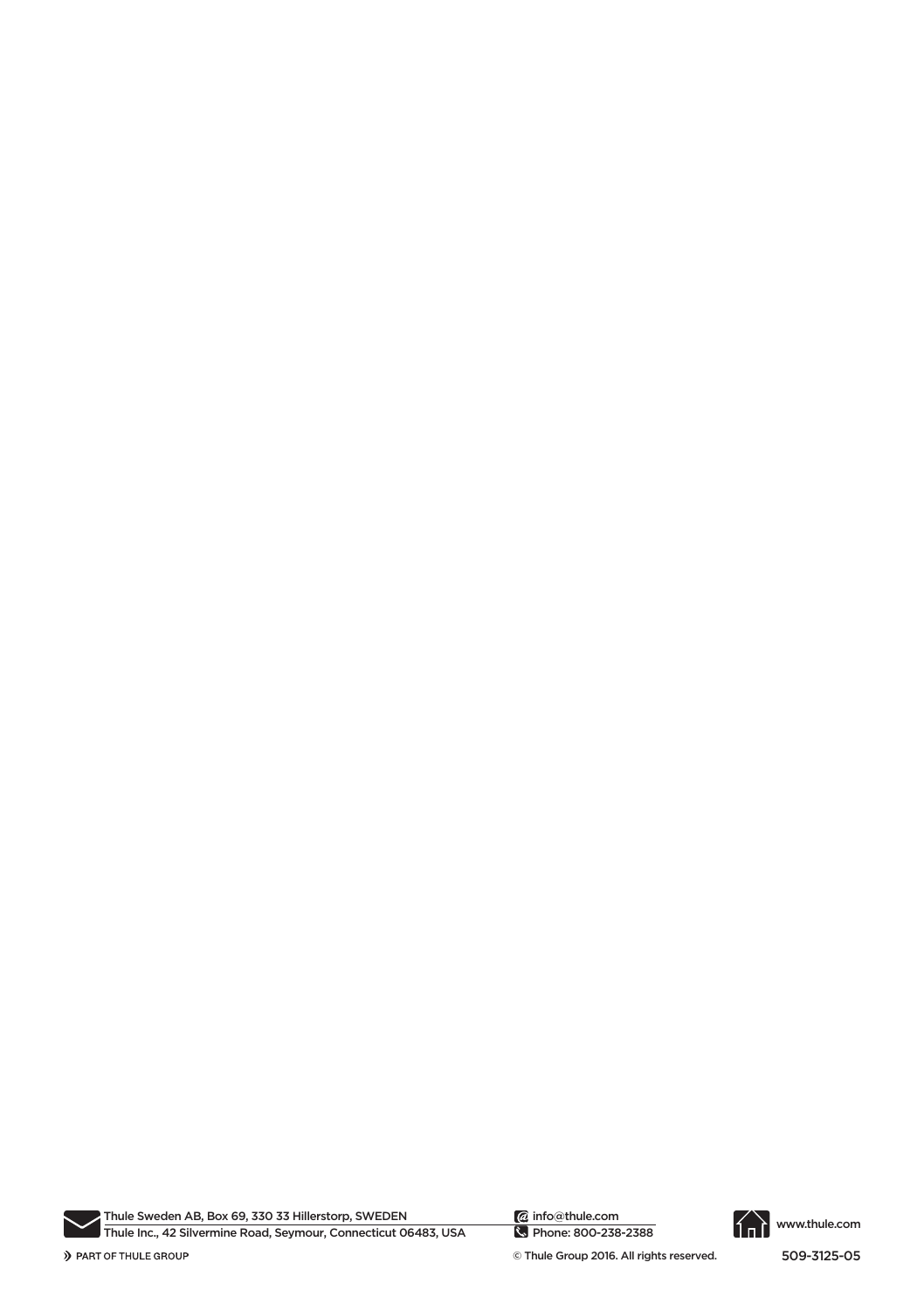Thule Sweden AB, Box 69, 330 33 Hillerstorp, SWEDEN
Thule Inc., 42 Silvermine Road, Seymour, Connecticut 06483, USA

info@thule.com
Phone: 800-238-2388

www.thule.com

» PART OF THULE GROUP

© Thule Group 2016. All rights reserved.

509-3125-05